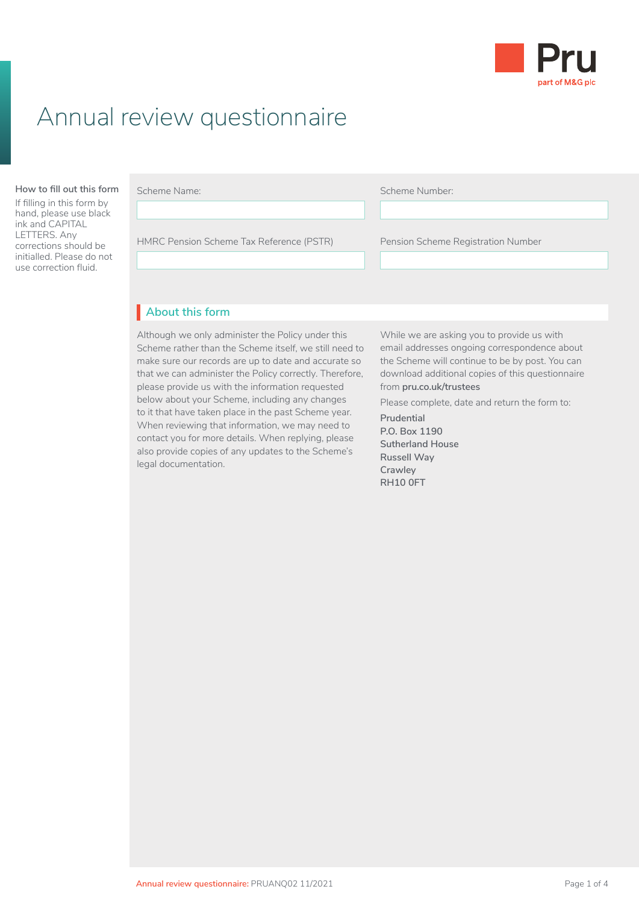Pru
part of M&G plc

# Annual review questionnaire

**How to fill out this form**

If filling in this form by hand, please use black ink and CAPITAL LETTERS. Any corrections should be initialled. Please do not use correction fluid.

Scheme Name:

Scheme Number:

HMRC Pension Scheme Tax Reference (PSTR)

Pension Scheme Registration Number

## About this form

Although we only administer the Policy under this Scheme rather than the Scheme itself, we still need to make sure our records are up to date and accurate so that we can administer the Policy correctly. Therefore, please provide us with the information requested below about your Scheme, including any changes to it that have taken place in the past Scheme year. When reviewing that information, we may need to contact you for more details. When replying, please also provide copies of any updates to the Scheme's legal documentation.

While we are asking you to provide us with email addresses ongoing correspondence about the Scheme will continue to be by post. You can download additional copies of this questionnaire from **pru.co.uk/trustees**

Please complete, date and return the form to:

**Prudential**
**P.O. Box 1190**
**Sutherland House**
**Russell Way**
**Crawley**
**RH10 0FT**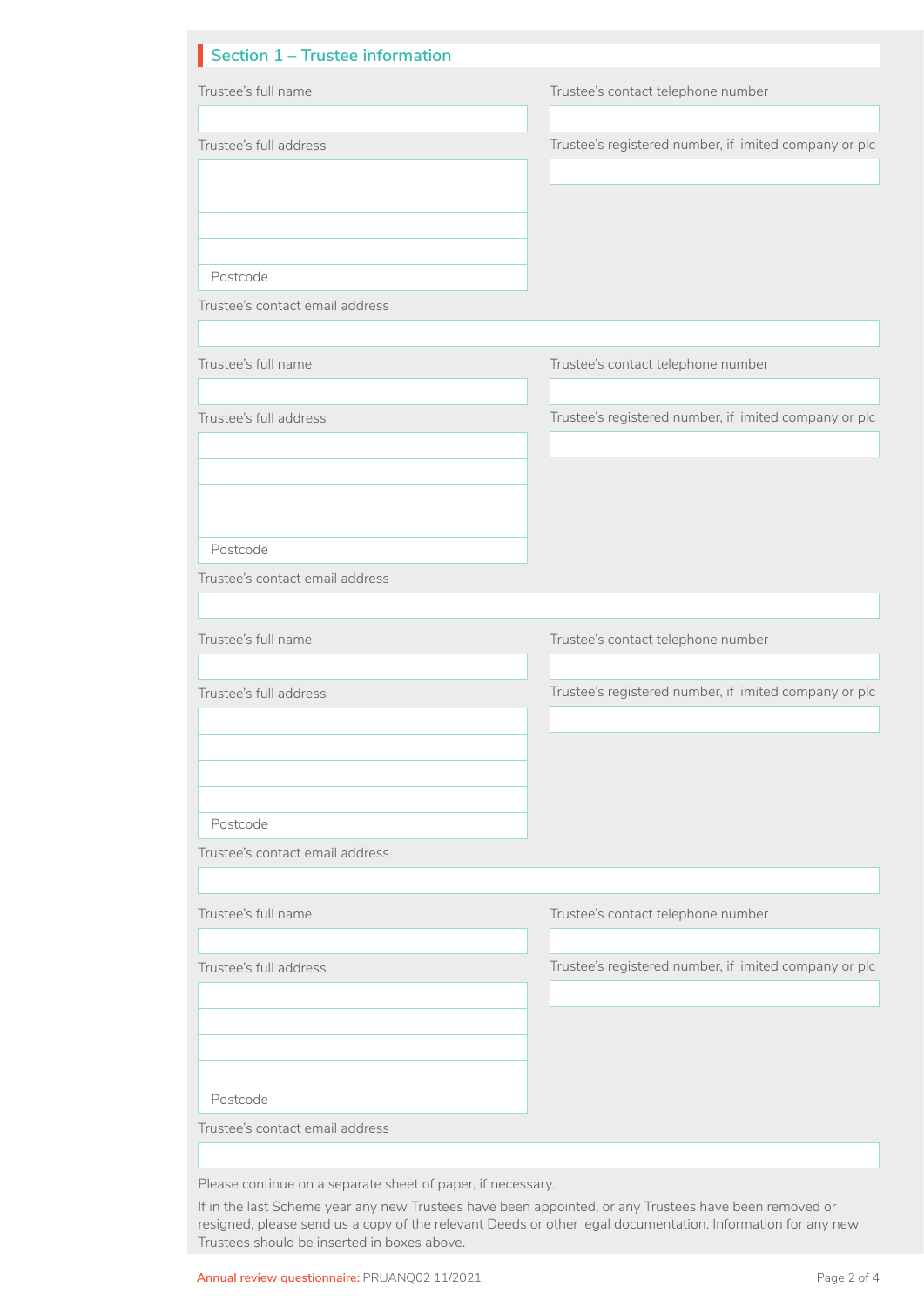## Section 1 – Trustee information

Trustee's full name

Trustee's contact telephone number

Trustee's full address

Trustee's registered number, if limited company or plc

Postcode

Trustee's contact email address

Trustee's full name

Trustee's contact telephone number

Trustee's full address

Trustee's registered number, if limited company or plc

Postcode

Trustee's contact email address

Trustee's full name

Trustee's contact telephone number

Trustee's full address

Trustee's registered number, if limited company or plc

Postcode

Trustee's contact email address

Trustee's full name

Trustee's contact telephone number

Trustee's full address

Trustee's registered number, if limited company or plc

Postcode

Trustee's contact email address

Please continue on a separate sheet of paper, if necessary.

If in the last Scheme year any new Trustees have been appointed, or any Trustees have been removed or resigned, please send us a copy of the relevant Deeds or other legal documentation. Information for any new Trustees should be inserted in boxes above.

Annual review questionnaire: PRUANQ02 11/2021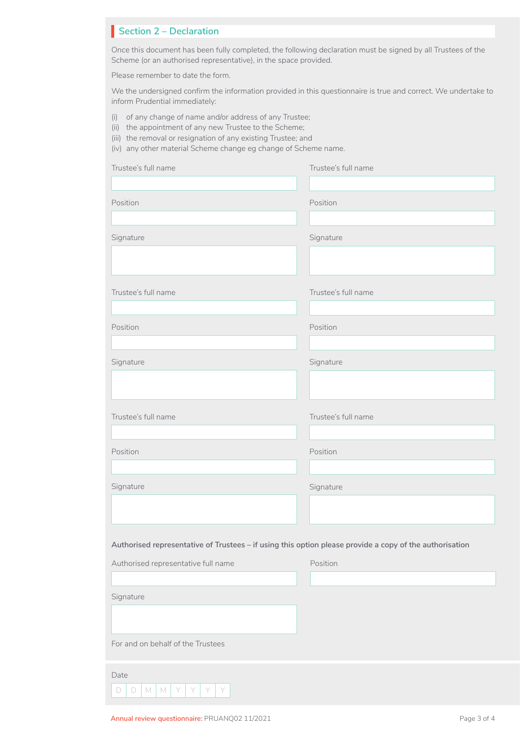## Section 2 – Declaration

Once this document has been fully completed, the following declaration must be signed by all Trustees of the Scheme (or an authorised representative), in the space provided.

Please remember to date the form.

We the undersigned confirm the information provided in this questionnaire is true and correct. We undertake to inform Prudential immediately:

(i) of any change of name and/or address of any Trustee;
(ii) the appointment of any new Trustee to the Scheme;
(iii) the removal or resignation of any existing Trustee; and
(iv) any other material Scheme change eg change of Scheme name.

Trustee's full name

Position

Signature

Trustee's full name

Position

Signature

Trustee's full name

Position

Signature

Trustee's full name

Position

Signature

Trustee's full name

Position

Signature

Trustee's full name

Position

Signature

**Authorised representative of Trustees – if using this option please provide a copy of the authorisation**

Authorised representative full name

Position

Signature

For and on behalf of the Trustees

Date

D D M M Y Y Y Y

Annual review questionnaire: PRUANQ02 11/2021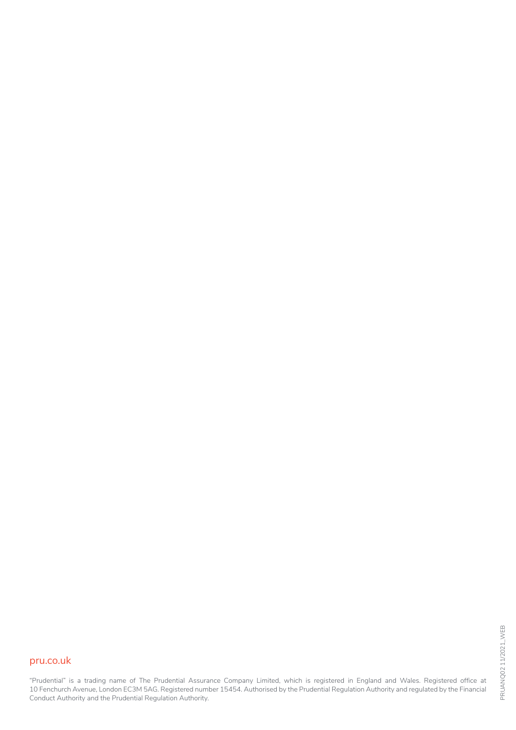pru.co.uk

"Prudential" is a trading name of The Prudential Assurance Company Limited, which is registered in England and Wales. Registered office at 10 Fenchurch Avenue, London EC3M 5AG. Registered number 15454. Authorised by the Prudential Regulation Authority and regulated by the Financial Conduct Authority and the Prudential Regulation Authority.

PRUANQ02 11/2021_WEB